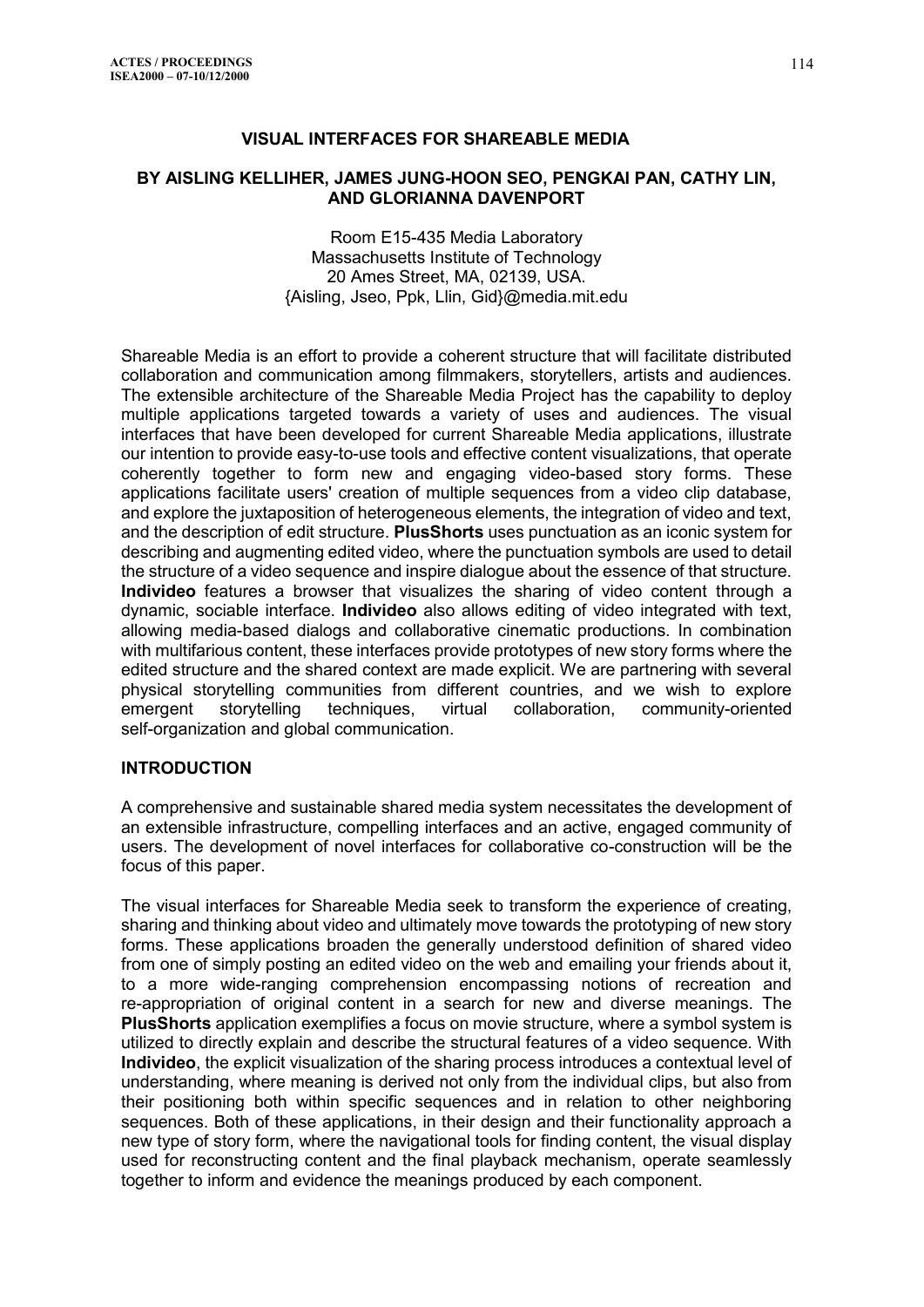# VISUAL INTERFACES FOR SHAREABLE MEDIA

## BY AISLING KELLIHER, JAMES JUNG-HOON SEO, PENGKAI PAN, CATHY LIN, AND GLORIANNA DAVENPORT

Room E15-435 Media Laboratory
Massachusetts Institute of Technology
20 Ames Street, MA, 02139, USA.
{Aisling, Jseo, Ppk, Llin, Gid}@media.mit.edu

Shareable Media is an effort to provide a coherent structure that will facilitate distributed collaboration and communication among filmmakers, storytellers, artists and audiences. The extensible architecture of the Shareable Media Project has the capability to deploy multiple applications targeted towards a variety of uses and audiences. The visual interfaces that have been developed for current Shareable Media applications, illustrate our intention to provide easy-to-use tools and effective content visualizations, that operate coherently together to form new and engaging video-based story forms. These applications facilitate users' creation of multiple sequences from a video clip database, and explore the juxtaposition of heterogeneous elements, the integration of video and text, and the description of edit structure. **PlusShorts** uses punctuation as an iconic system for describing and augmenting edited video, where the punctuation symbols are used to detail the structure of a video sequence and inspire dialogue about the essence of that structure. **Individeo** features a browser that visualizes the sharing of video content through a dynamic, sociable interface. **Individeo** also allows editing of video integrated with text, allowing media-based dialogs and collaborative cinematic productions. In combination with multifarious content, these interfaces provide prototypes of new story forms where the edited structure and the shared context are made explicit. We are partnering with several physical storytelling communities from different countries, and we wish to explore emergent storytelling techniques, virtual collaboration, community-oriented self-organization and global communication.

## INTRODUCTION

A comprehensive and sustainable shared media system necessitates the development of an extensible infrastructure, compelling interfaces and an active, engaged community of users. The development of novel interfaces for collaborative co-construction will be the focus of this paper.

The visual interfaces for Shareable Media seek to transform the experience of creating, sharing and thinking about video and ultimately move towards the prototyping of new story forms. These applications broaden the generally understood definition of shared video from one of simply posting an edited video on the web and emailing your friends about it, to a more wide-ranging comprehension encompassing notions of recreation and re-appropriation of original content in a search for new and diverse meanings. The **PlusShorts** application exemplifies a focus on movie structure, where a symbol system is utilized to directly explain and describe the structural features of a video sequence. With **Individeo**, the explicit visualization of the sharing process introduces a contextual level of understanding, where meaning is derived not only from the individual clips, but also from their positioning both within specific sequences and in relation to other neighboring sequences. Both of these applications, in their design and their functionality approach a new type of story form, where the navigational tools for finding content, the visual display used for reconstructing content and the final playback mechanism, operate seamlessly together to inform and evidence the meanings produced by each component.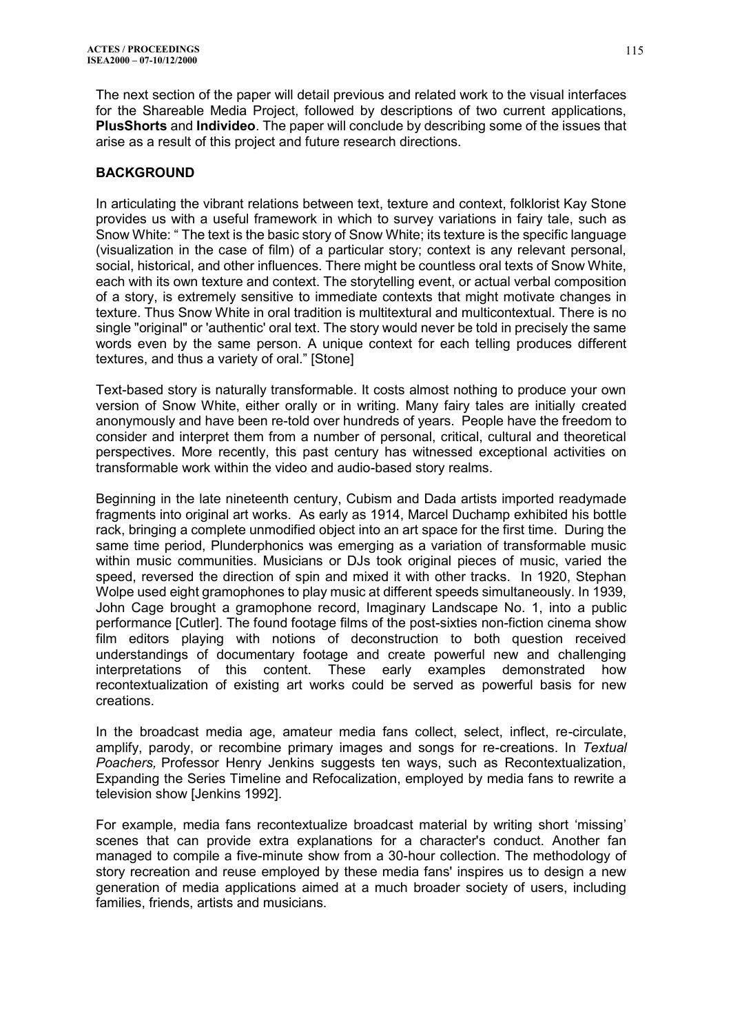The next section of the paper will detail previous and related work to the visual interfaces for the Shareable Media Project, followed by descriptions of two current applications, **PlusShorts** and **Individeo**. The paper will conclude by describing some of the issues that arise as a result of this project and future research directions.

## BACKGROUND

In articulating the vibrant relations between text, texture and context, folklorist Kay Stone provides us with a useful framework in which to survey variations in fairy tale, such as Snow White: " The text is the basic story of Snow White; its texture is the specific language (visualization in the case of film) of a particular story; context is any relevant personal, social, historical, and other influences. There might be countless oral texts of Snow White, each with its own texture and context. The storytelling event, or actual verbal composition of a story, is extremely sensitive to immediate contexts that might motivate changes in texture. Thus Snow White in oral tradition is multitextural and multicontextual. There is no single "original" or 'authentic' oral text. The story would never be told in precisely the same words even by the same person. A unique context for each telling produces different textures, and thus a variety of oral." [Stone]

Text-based story is naturally transformable. It costs almost nothing to produce your own version of Snow White, either orally or in writing. Many fairy tales are initially created anonymously and have been re-told over hundreds of years. People have the freedom to consider and interpret them from a number of personal, critical, cultural and theoretical perspectives. More recently, this past century has witnessed exceptional activities on transformable work within the video and audio-based story realms.

Beginning in the late nineteenth century, Cubism and Dada artists imported readymade fragments into original art works. As early as 1914, Marcel Duchamp exhibited his bottle rack, bringing a complete unmodified object into an art space for the first time. During the same time period, Plunderphonics was emerging as a variation of transformable music within music communities. Musicians or DJs took original pieces of music, varied the speed, reversed the direction of spin and mixed it with other tracks. In 1920, Stephan Wolpe used eight gramophones to play music at different speeds simultaneously. In 1939, John Cage brought a gramophone record, Imaginary Landscape No. 1, into a public performance [Cutler]. The found footage films of the post-sixties non-fiction cinema show film editors playing with notions of deconstruction to both question received understandings of documentary footage and create powerful new and challenging interpretations of this content. These early examples demonstrated how recontextualization of existing art works could be served as powerful basis for new creations.

In the broadcast media age, amateur media fans collect, select, inflect, re-circulate, amplify, parody, or recombine primary images and songs for re-creations. In *Textual Poachers,* Professor Henry Jenkins suggests ten ways, such as Recontextualization, Expanding the Series Timeline and Refocalization, employed by media fans to rewrite a television show [Jenkins 1992].

For example, media fans recontextualize broadcast material by writing short 'missing' scenes that can provide extra explanations for a character's conduct. Another fan managed to compile a five-minute show from a 30-hour collection. The methodology of story recreation and reuse employed by these media fans' inspires us to design a new generation of media applications aimed at a much broader society of users, including families, friends, artists and musicians.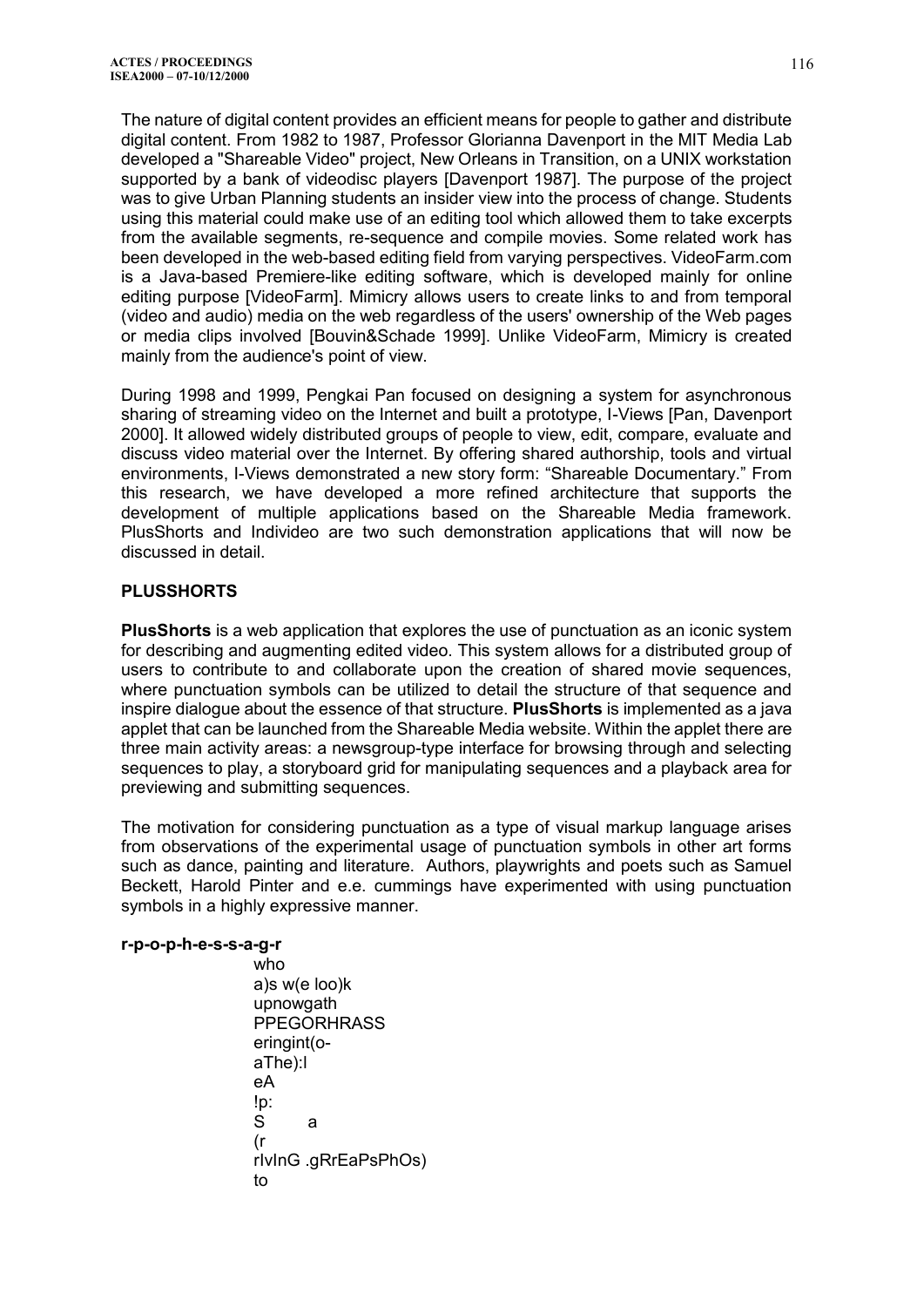The nature of digital content provides an efficient means for people to gather and distribute digital content. From 1982 to 1987, Professor Glorianna Davenport in the MIT Media Lab developed a "Shareable Video" project, New Orleans in Transition, on a UNIX workstation supported by a bank of videodisc players [Davenport 1987]. The purpose of the project was to give Urban Planning students an insider view into the process of change. Students using this material could make use of an editing tool which allowed them to take excerpts from the available segments, re-sequence and compile movies. Some related work has been developed in the web-based editing field from varying perspectives. VideoFarm.com is a Java-based Premiere-like editing software, which is developed mainly for online editing purpose [VideoFarm]. Mimicry allows users to create links to and from temporal (video and audio) media on the web regardless of the users' ownership of the Web pages or media clips involved [Bouvin&Schade 1999]. Unlike VideoFarm, Mimicry is created mainly from the audience's point of view.

During 1998 and 1999, Pengkai Pan focused on designing a system for asynchronous sharing of streaming video on the Internet and built a prototype, I-Views [Pan, Davenport 2000]. It allowed widely distributed groups of people to view, edit, compare, evaluate and discuss video material over the Internet. By offering shared authorship, tools and virtual environments, I-Views demonstrated a new story form: "Shareable Documentary." From this research, we have developed a more refined architecture that supports the development of multiple applications based on the Shareable Media framework. PlusShorts and Individeo are two such demonstration applications that will now be discussed in detail.

## PLUSSHORTS

**PlusShorts** is a web application that explores the use of punctuation as an iconic system for describing and augmenting edited video. This system allows for a distributed group of users to contribute to and collaborate upon the creation of shared movie sequences, where punctuation symbols can be utilized to detail the structure of that sequence and inspire dialogue about the essence of that structure. **PlusShorts** is implemented as a java applet that can be launched from the Shareable Media website. Within the applet there are three main activity areas: a newsgroup-type interface for browsing through and selecting sequences to play, a storyboard grid for manipulating sequences and a playback area for previewing and submitting sequences.

The motivation for considering punctuation as a type of visual markup language arises from observations of the experimental usage of punctuation symbols in other art forms such as dance, painting and literature. Authors, playwrights and poets such as Samuel Beckett, Harold Pinter and e.e. cummings have experimented with using punctuation symbols in a highly expressive manner.

**r-p-o-p-h-e-s-s-a-g-r**

```
who
a)s w(e loo)k
upnowgath
PPEGORHRASS
eringint(o-
aThe):l
eA
!p:
S        a
(r
rIvInG .gRrEaPsPhOs)
to
```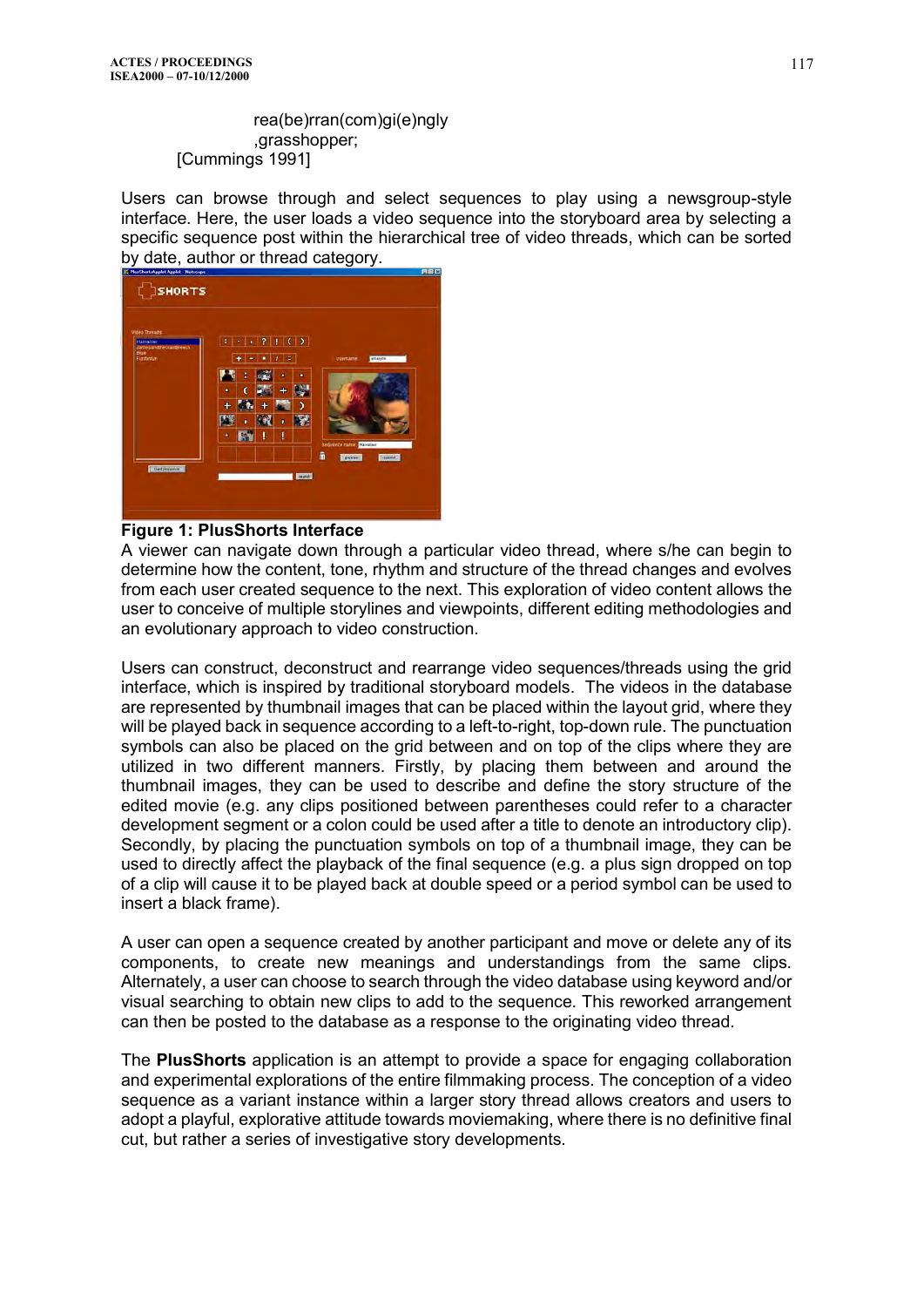rea(be)rran(com)gi(e)ngly
,grasshopper;
[Cummings 1991]

Users can browse through and select sequences to play using a newsgroup-style interface. Here, the user loads a video sequence into the storyboard area by selecting a specific sequence post within the hierarchical tree of video threads, which can be sorted by date, author or thread category.

**Figure 1: PlusShorts Interface**

A viewer can navigate down through a particular video thread, where s/he can begin to determine how the content, tone, rhythm and structure of the thread changes and evolves from each user created sequence to the next. This exploration of video content allows the user to conceive of multiple storylines and viewpoints, different editing methodologies and an evolutionary approach to video construction.

Users can construct, deconstruct and rearrange video sequences/threads using the grid interface, which is inspired by traditional storyboard models. The videos in the database are represented by thumbnail images that can be placed within the layout grid, where they will be played back in sequence according to a left-to-right, top-down rule. The punctuation symbols can also be placed on the grid between and on top of the clips where they are utilized in two different manners. Firstly, by placing them between and around the thumbnail images, they can be used to describe and define the story structure of the edited movie (e.g. any clips positioned between parentheses could refer to a character development segment or a colon could be used after a title to denote an introductory clip). Secondly, by placing the punctuation symbols on top of a thumbnail image, they can be used to directly affect the playback of the final sequence (e.g. a plus sign dropped on top of a clip will cause it to be played back at double speed or a period symbol can be used to insert a black frame).

A user can open a sequence created by another participant and move or delete any of its components, to create new meanings and understandings from the same clips. Alternately, a user can choose to search through the video database using keyword and/or visual searching to obtain new clips to add to the sequence. This reworked arrangement can then be posted to the database as a response to the originating video thread.

The **PlusShorts** application is an attempt to provide a space for engaging collaboration and experimental explorations of the entire filmmaking process. The conception of a video sequence as a variant instance within a larger story thread allows creators and users to adopt a playful, explorative attitude towards moviemaking, where there is no definitive final cut, but rather a series of investigative story developments.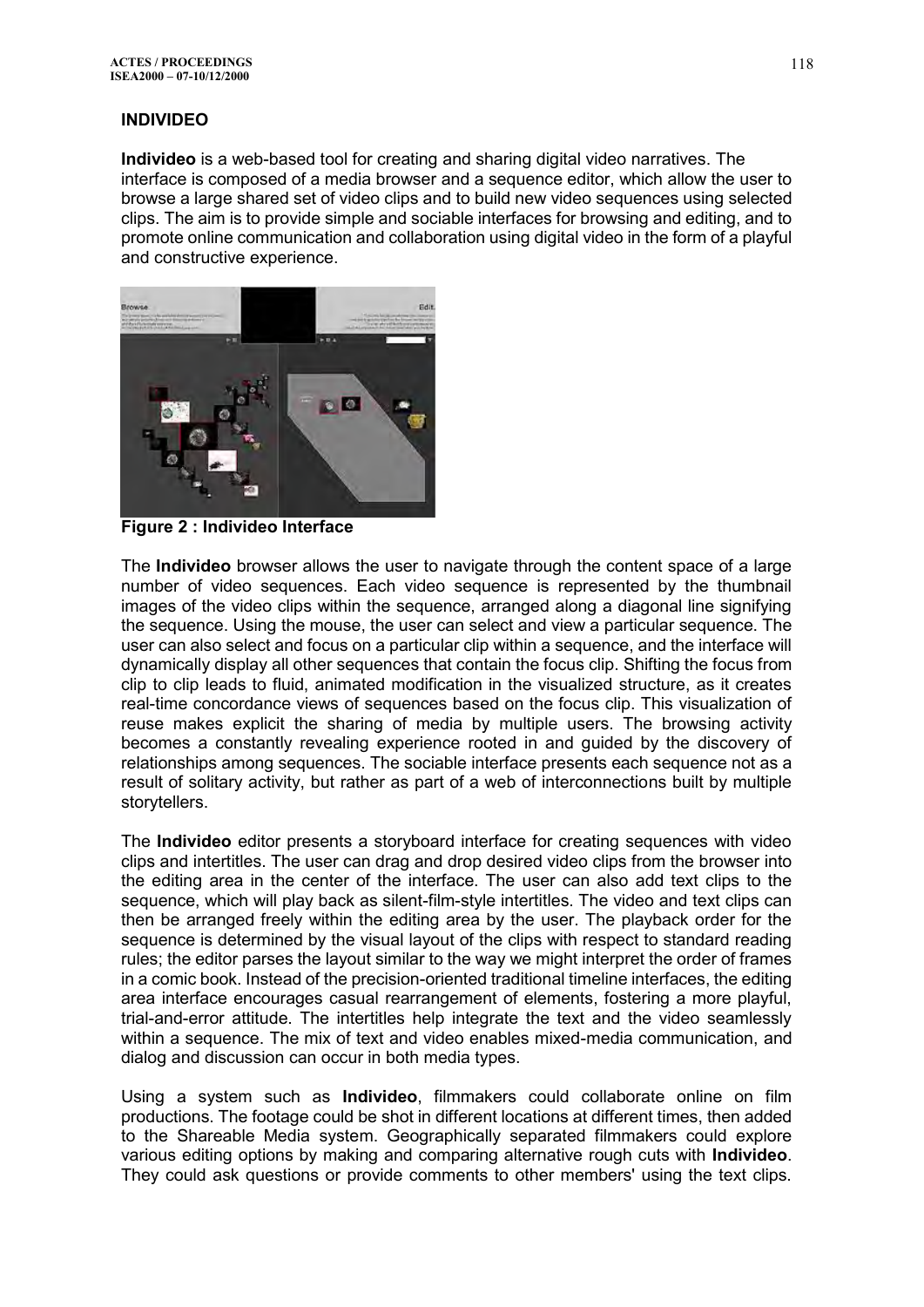## INDIVIDEO

**Individeo** is a web-based tool for creating and sharing digital video narratives. The interface is composed of a media browser and a sequence editor, which allow the user to browse a large shared set of video clips and to build new video sequences using selected clips. The aim is to provide simple and sociable interfaces for browsing and editing, and to promote online communication and collaboration using digital video in the form of a playful and constructive experience.

**Figure 2 : Individeo Interface**

The **Individeo** browser allows the user to navigate through the content space of a large number of video sequences. Each video sequence is represented by the thumbnail images of the video clips within the sequence, arranged along a diagonal line signifying the sequence. Using the mouse, the user can select and view a particular sequence. The user can also select and focus on a particular clip within a sequence, and the interface will dynamically display all other sequences that contain the focus clip. Shifting the focus from clip to clip leads to fluid, animated modification in the visualized structure, as it creates real-time concordance views of sequences based on the focus clip. This visualization of reuse makes explicit the sharing of media by multiple users. The browsing activity becomes a constantly revealing experience rooted in and guided by the discovery of relationships among sequences. The sociable interface presents each sequence not as a result of solitary activity, but rather as part of a web of interconnections built by multiple storytellers.

The **Individeo** editor presents a storyboard interface for creating sequences with video clips and intertitles. The user can drag and drop desired video clips from the browser into the editing area in the center of the interface. The user can also add text clips to the sequence, which will play back as silent-film-style intertitles. The video and text clips can then be arranged freely within the editing area by the user. The playback order for the sequence is determined by the visual layout of the clips with respect to standard reading rules; the editor parses the layout similar to the way we might interpret the order of frames in a comic book. Instead of the precision-oriented traditional timeline interfaces, the editing area interface encourages casual rearrangement of elements, fostering a more playful, trial-and-error attitude. The intertitles help integrate the text and the video seamlessly within a sequence. The mix of text and video enables mixed-media communication, and dialog and discussion can occur in both media types.

Using a system such as **Individeo**, filmmakers could collaborate online on film productions. The footage could be shot in different locations at different times, then added to the Shareable Media system. Geographically separated filmmakers could explore various editing options by making and comparing alternative rough cuts with **Individeo**. They could ask questions or provide comments to other members' using the text clips.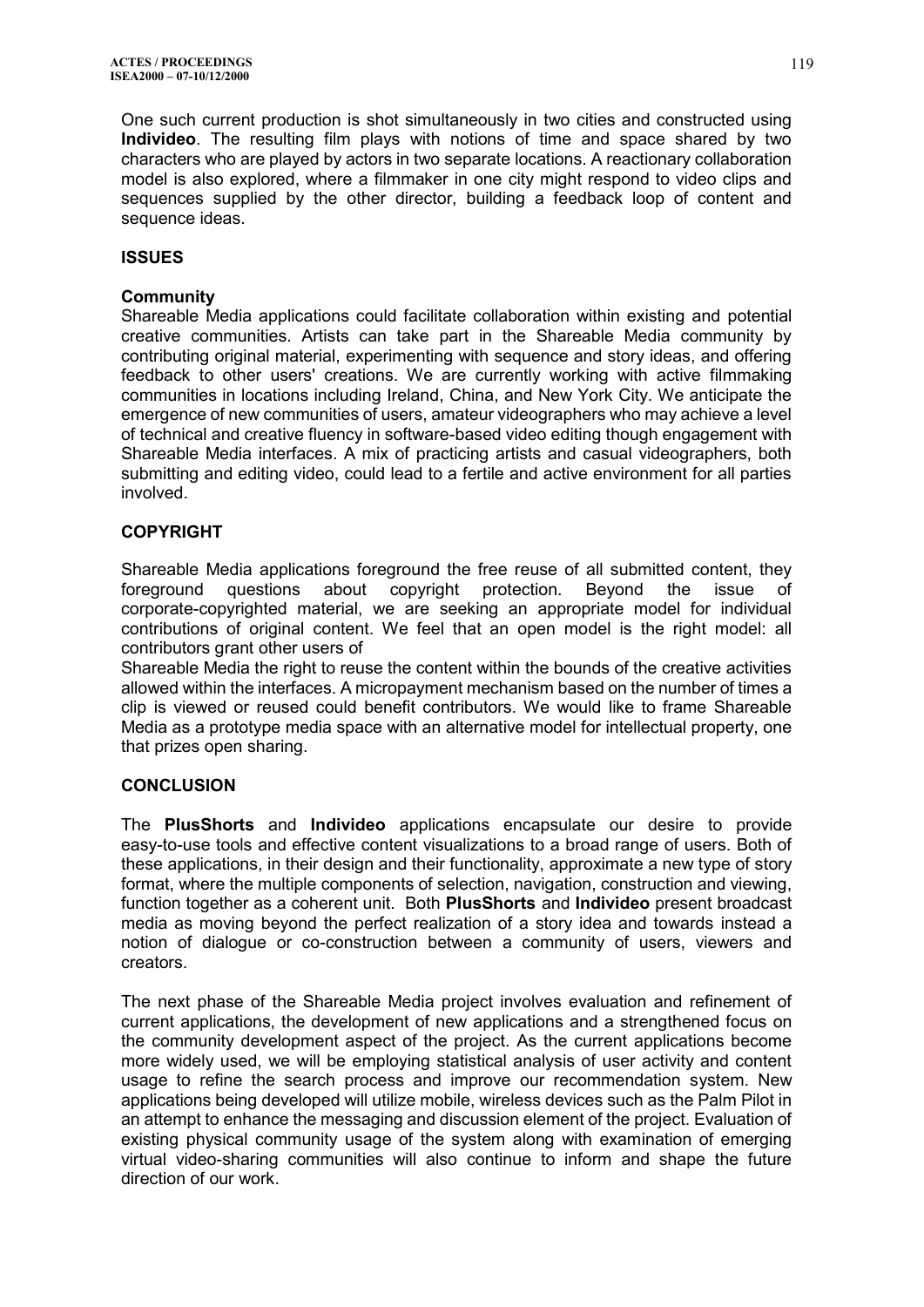One such current production is shot simultaneously in two cities and constructed using **Individeo**. The resulting film plays with notions of time and space shared by two characters who are played by actors in two separate locations. A reactionary collaboration model is also explored, where a filmmaker in one city might respond to video clips and sequences supplied by the other director, building a feedback loop of content and sequence ideas.

## ISSUES

### Community

Shareable Media applications could facilitate collaboration within existing and potential creative communities. Artists can take part in the Shareable Media community by contributing original material, experimenting with sequence and story ideas, and offering feedback to other users' creations. We are currently working with active filmmaking communities in locations including Ireland, China, and New York City. We anticipate the emergence of new communities of users, amateur videographers who may achieve a level of technical and creative fluency in software-based video editing though engagement with Shareable Media interfaces. A mix of practicing artists and casual videographers, both submitting and editing video, could lead to a fertile and active environment for all parties involved.

## COPYRIGHT

Shareable Media applications foreground the free reuse of all submitted content, they foreground questions about copyright protection. Beyond the issue of corporate-copyrighted material, we are seeking an appropriate model for individual contributions of original content. We feel that an open model is the right model: all contributors grant other users of

Shareable Media the right to reuse the content within the bounds of the creative activities allowed within the interfaces. A micropayment mechanism based on the number of times a clip is viewed or reused could benefit contributors. We would like to frame Shareable Media as a prototype media space with an alternative model for intellectual property, one that prizes open sharing.

## CONCLUSION

The **PlusShorts** and **Individeo** applications encapsulate our desire to provide easy-to-use tools and effective content visualizations to a broad range of users. Both of these applications, in their design and their functionality, approximate a new type of story format, where the multiple components of selection, navigation, construction and viewing, function together as a coherent unit. Both **PlusShorts** and **Individeo** present broadcast media as moving beyond the perfect realization of a story idea and towards instead a notion of dialogue or co-construction between a community of users, viewers and creators.

The next phase of the Shareable Media project involves evaluation and refinement of current applications, the development of new applications and a strengthened focus on the community development aspect of the project. As the current applications become more widely used, we will be employing statistical analysis of user activity and content usage to refine the search process and improve our recommendation system. New applications being developed will utilize mobile, wireless devices such as the Palm Pilot in an attempt to enhance the messaging and discussion element of the project. Evaluation of existing physical community usage of the system along with examination of emerging virtual video-sharing communities will also continue to inform and shape the future direction of our work.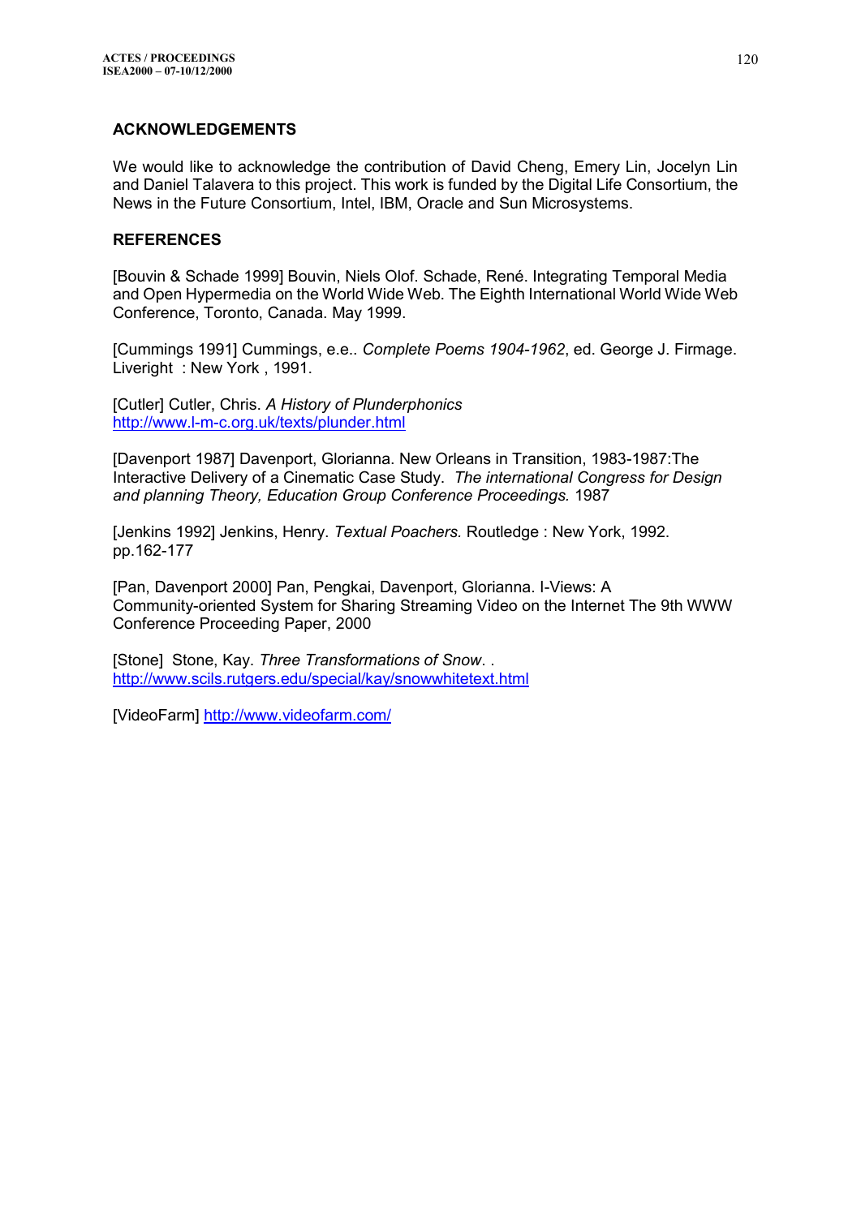## ACKNOWLEDGEMENTS

We would like to acknowledge the contribution of David Cheng, Emery Lin, Jocelyn Lin and Daniel Talavera to this project. This work is funded by the Digital Life Consortium, the News in the Future Consortium, Intel, IBM, Oracle and Sun Microsystems.

## REFERENCES

[Bouvin & Schade 1999] Bouvin, Niels Olof. Schade, René. Integrating Temporal Media and Open Hypermedia on the World Wide Web. The Eighth International World Wide Web Conference, Toronto, Canada. May 1999.

[Cummings 1991] Cummings, e.e.. *Complete Poems 1904-1962*, ed. George J. Firmage. Liveright : New York , 1991.

[Cutler] Cutler, Chris. *A History of Plunderphonics*
http://www.l-m-c.org.uk/texts/plunder.html

[Davenport 1987] Davenport, Glorianna. New Orleans in Transition, 1983-1987:The Interactive Delivery of a Cinematic Case Study. *The international Congress for Design and planning Theory, Education Group Conference Proceedings.* 1987

[Jenkins 1992] Jenkins, Henry. *Textual Poachers.* Routledge : New York, 1992. pp.162-177

[Pan, Davenport 2000] Pan, Pengkai, Davenport, Glorianna. I-Views: A Community-oriented System for Sharing Streaming Video on the Internet The 9th WWW Conference Proceeding Paper, 2000

[Stone] Stone, Kay. *Three Transformations of Snow*. .
http://www.scils.rutgers.edu/special/kay/snowwhitetext.html

[VideoFarm] http://www.videofarm.com/